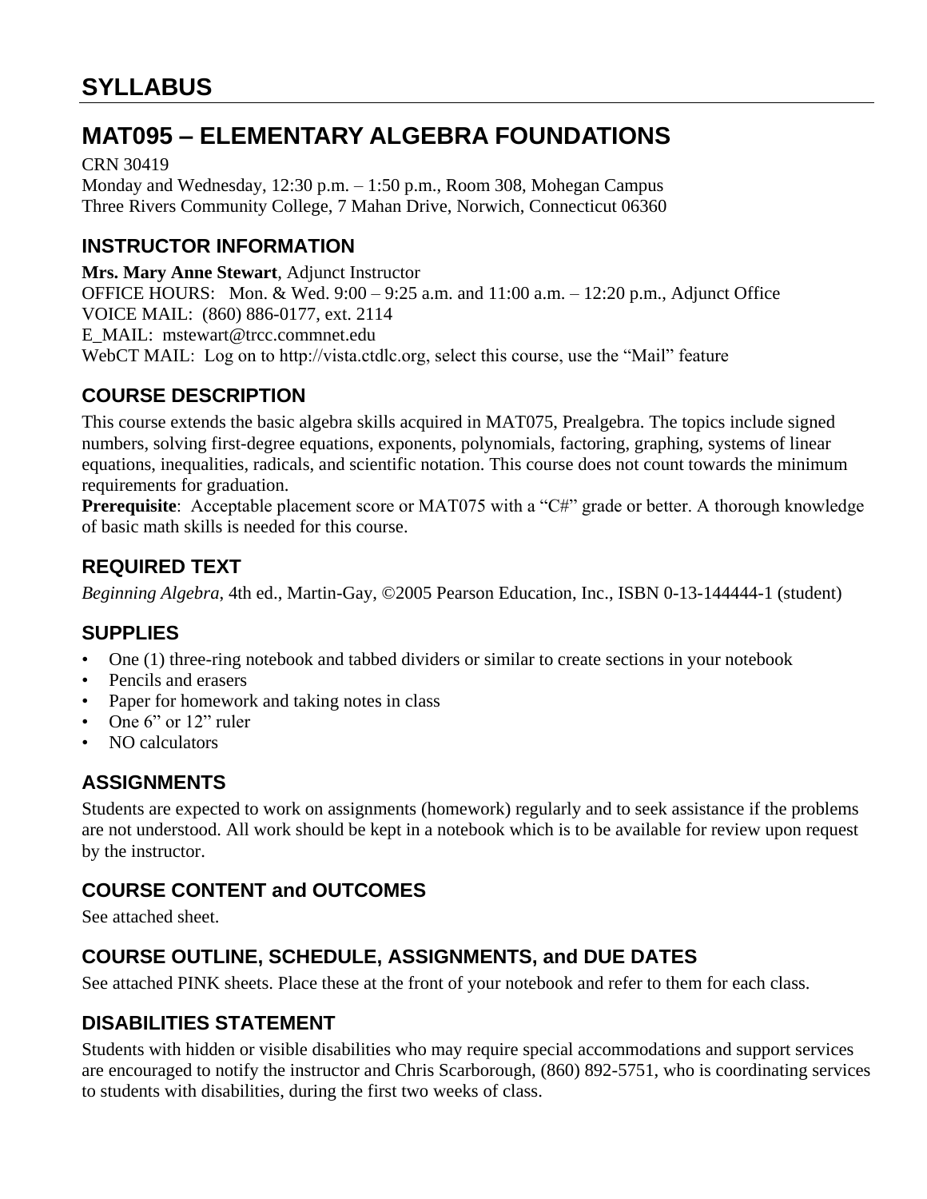# SYLLABUS

# MAT095 – ELEMENTARY ALGEBRA FOUNDATIONS

CRN 30419
Monday and Wednesday, 12:30 p.m. – 1:50 p.m., Room 308, Mohegan Campus
Three Rivers Community College, 7 Mahan Drive, Norwich, Connecticut 06360

## INSTRUCTOR INFORMATION

**Mrs. Mary Anne Stewart**, Adjunct Instructor
OFFICE HOURS: Mon. & Wed. 9:00 – 9:25 a.m. and 11:00 a.m. – 12:20 p.m., Adjunct Office
VOICE MAIL: (860) 886-0177, ext. 2114
E_MAIL: mstewart@trcc.commnet.edu
WebCT MAIL: Log on to http://vista.ctdlc.org, select this course, use the "Mail" feature

## COURSE DESCRIPTION

This course extends the basic algebra skills acquired in MAT075, Prealgebra. The topics include signed numbers, solving first-degree equations, exponents, polynomials, factoring, graphing, systems of linear equations, inequalities, radicals, and scientific notation. This course does not count towards the minimum requirements for graduation.
**Prerequisite**: Acceptable placement score or MAT075 with a "C#" grade or better. A thorough knowledge of basic math skills is needed for this course.

## REQUIRED TEXT

*Beginning Algebra*, 4th ed., Martin-Gay, ©2005 Pearson Education, Inc., ISBN 0-13-144444-1 (student)

## SUPPLIES

- One (1) three-ring notebook and tabbed dividers or similar to create sections in your notebook
- Pencils and erasers
- Paper for homework and taking notes in class
- One 6" or 12" ruler
- NO calculators

## ASSIGNMENTS

Students are expected to work on assignments (homework) regularly and to seek assistance if the problems are not understood. All work should be kept in a notebook which is to be available for review upon request by the instructor.

## COURSE CONTENT and OUTCOMES

See attached sheet.

## COURSE OUTLINE, SCHEDULE, ASSIGNMENTS, and DUE DATES

See attached PINK sheets. Place these at the front of your notebook and refer to them for each class.

## DISABILITIES STATEMENT

Students with hidden or visible disabilities who may require special accommodations and support services are encouraged to notify the instructor and Chris Scarborough, (860) 892-5751, who is coordinating services to students with disabilities, during the first two weeks of class.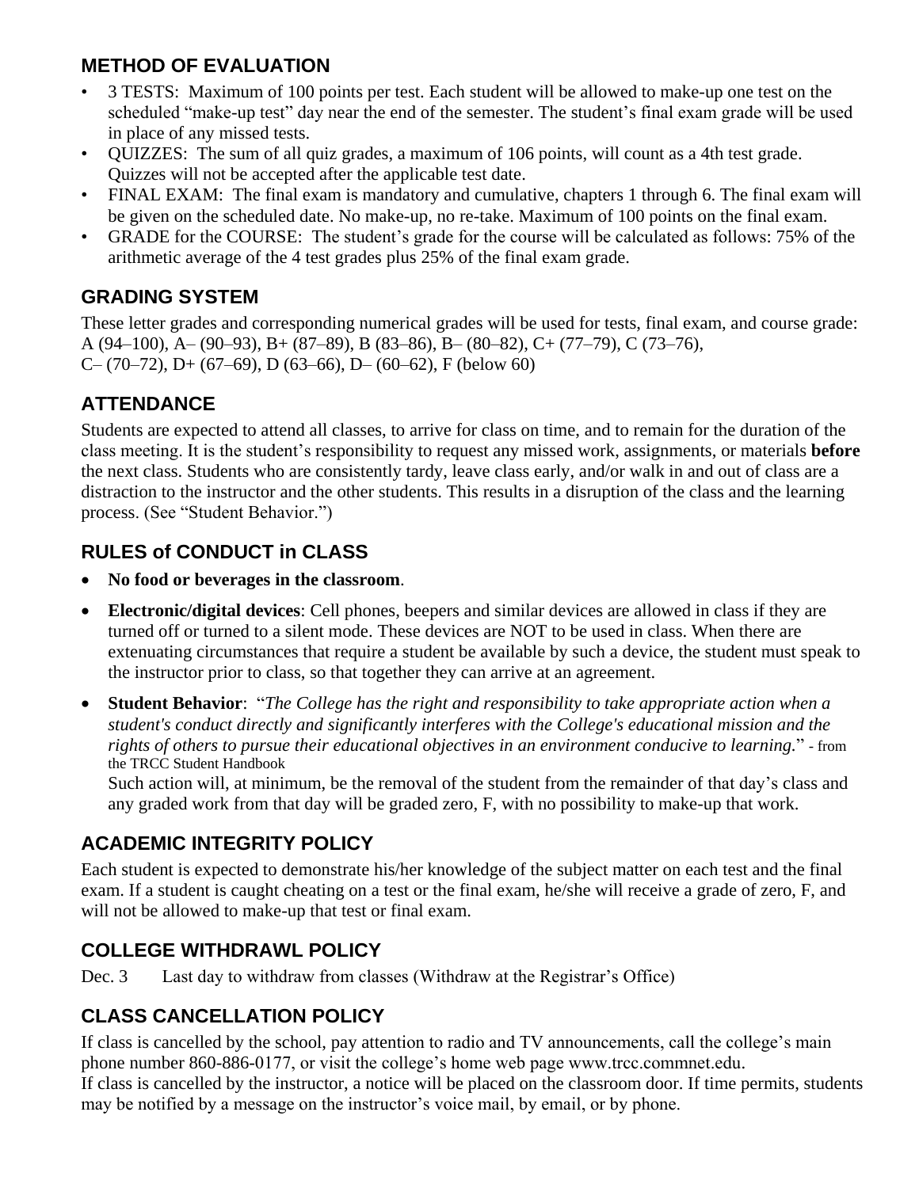## METHOD OF EVALUATION

- 3 TESTS: Maximum of 100 points per test. Each student will be allowed to make-up one test on the scheduled "make-up test" day near the end of the semester. The student's final exam grade will be used in place of any missed tests.
- QUIZZES: The sum of all quiz grades, a maximum of 106 points, will count as a 4th test grade. Quizzes will not be accepted after the applicable test date.
- FINAL EXAM: The final exam is mandatory and cumulative, chapters 1 through 6. The final exam will be given on the scheduled date. No make-up, no re-take. Maximum of 100 points on the final exam.
- GRADE for the COURSE: The student's grade for the course will be calculated as follows: 75% of the arithmetic average of the 4 test grades plus 25% of the final exam grade.

## GRADING SYSTEM

These letter grades and corresponding numerical grades will be used for tests, final exam, and course grade:
A (94–100), A– (90–93), B+ (87–89), B (83–86), B– (80–82), C+ (77–79), C (73–76),
C– (70–72), D+ (67–69), D (63–66), D– (60–62), F (below 60)

## ATTENDANCE

Students are expected to attend all classes, to arrive for class on time, and to remain for the duration of the class meeting. It is the student's responsibility to request any missed work, assignments, or materials **before** the next class. Students who are consistently tardy, leave class early, and/or walk in and out of class are a distraction to the instructor and the other students. This results in a disruption of the class and the learning process. (See "Student Behavior.")

## RULES of CONDUCT in CLASS

- **No food or beverages in the classroom**.
- **Electronic/digital devices**: Cell phones, beepers and similar devices are allowed in class if they are turned off or turned to a silent mode. These devices are NOT to be used in class. When there are extenuating circumstances that require a student be available by such a device, the student must speak to the instructor prior to class, so that together they can arrive at an agreement.
- **Student Behavior**: "*The College has the right and responsibility to take appropriate action when a student's conduct directly and significantly interferes with the College's educational mission and the rights of others to pursue their educational objectives in an environment conducive to learning.*" - from the TRCC Student Handbook
  Such action will, at minimum, be the removal of the student from the remainder of that day's class and any graded work from that day will be graded zero, F, with no possibility to make-up that work.

## ACADEMIC INTEGRITY POLICY

Each student is expected to demonstrate his/her knowledge of the subject matter on each test and the final exam. If a student is caught cheating on a test or the final exam, he/she will receive a grade of zero, F, and will not be allowed to make-up that test or final exam.

## COLLEGE WITHDRAWL POLICY

Dec. 3 Last day to withdraw from classes (Withdraw at the Registrar's Office)

## CLASS CANCELLATION POLICY

If class is cancelled by the school, pay attention to radio and TV announcements, call the college's main phone number 860-886-0177, or visit the college's home web page www.trcc.commnet.edu.
If class is cancelled by the instructor, a notice will be placed on the classroom door. If time permits, students may be notified by a message on the instructor's voice mail, by email, or by phone.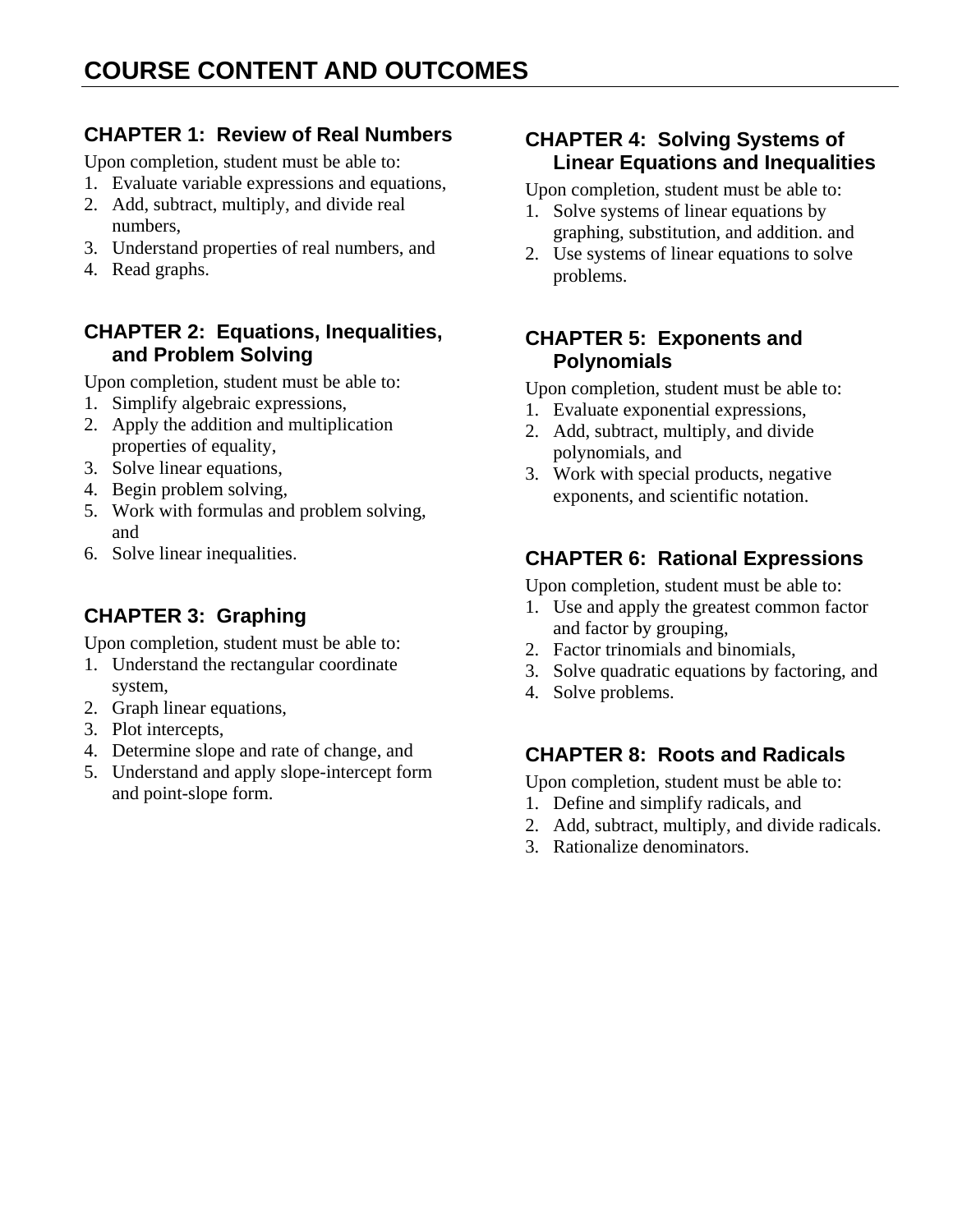# COURSE CONTENT AND OUTCOMES

### CHAPTER 1: Review of Real Numbers

Upon completion, student must be able to:

1. Evaluate variable expressions and equations,
2. Add, subtract, multiply, and divide real numbers,
3. Understand properties of real numbers, and
4. Read graphs.

### CHAPTER 2: Equations, Inequalities, and Problem Solving

Upon completion, student must be able to:

1. Simplify algebraic expressions,
2. Apply the addition and multiplication properties of equality,
3. Solve linear equations,
4. Begin problem solving,
5. Work with formulas and problem solving, and
6. Solve linear inequalities.

### CHAPTER 3: Graphing

Upon completion, student must be able to:

1. Understand the rectangular coordinate system,
2. Graph linear equations,
3. Plot intercepts,
4. Determine slope and rate of change, and
5. Understand and apply slope-intercept form and point-slope form.

### CHAPTER 4: Solving Systems of Linear Equations and Inequalities

Upon completion, student must be able to:

1. Solve systems of linear equations by graphing, substitution, and addition. and
2. Use systems of linear equations to solve problems.

### CHAPTER 5: Exponents and Polynomials

Upon completion, student must be able to:

1. Evaluate exponential expressions,
2. Add, subtract, multiply, and divide polynomials, and
3. Work with special products, negative exponents, and scientific notation.

### CHAPTER 6: Rational Expressions

Upon completion, student must be able to:

1. Use and apply the greatest common factor and factor by grouping,
2. Factor trinomials and binomials,
3. Solve quadratic equations by factoring, and
4. Solve problems.

### CHAPTER 8: Roots and Radicals

Upon completion, student must be able to:

1. Define and simplify radicals, and
2. Add, subtract, multiply, and divide radicals.
3. Rationalize denominators.